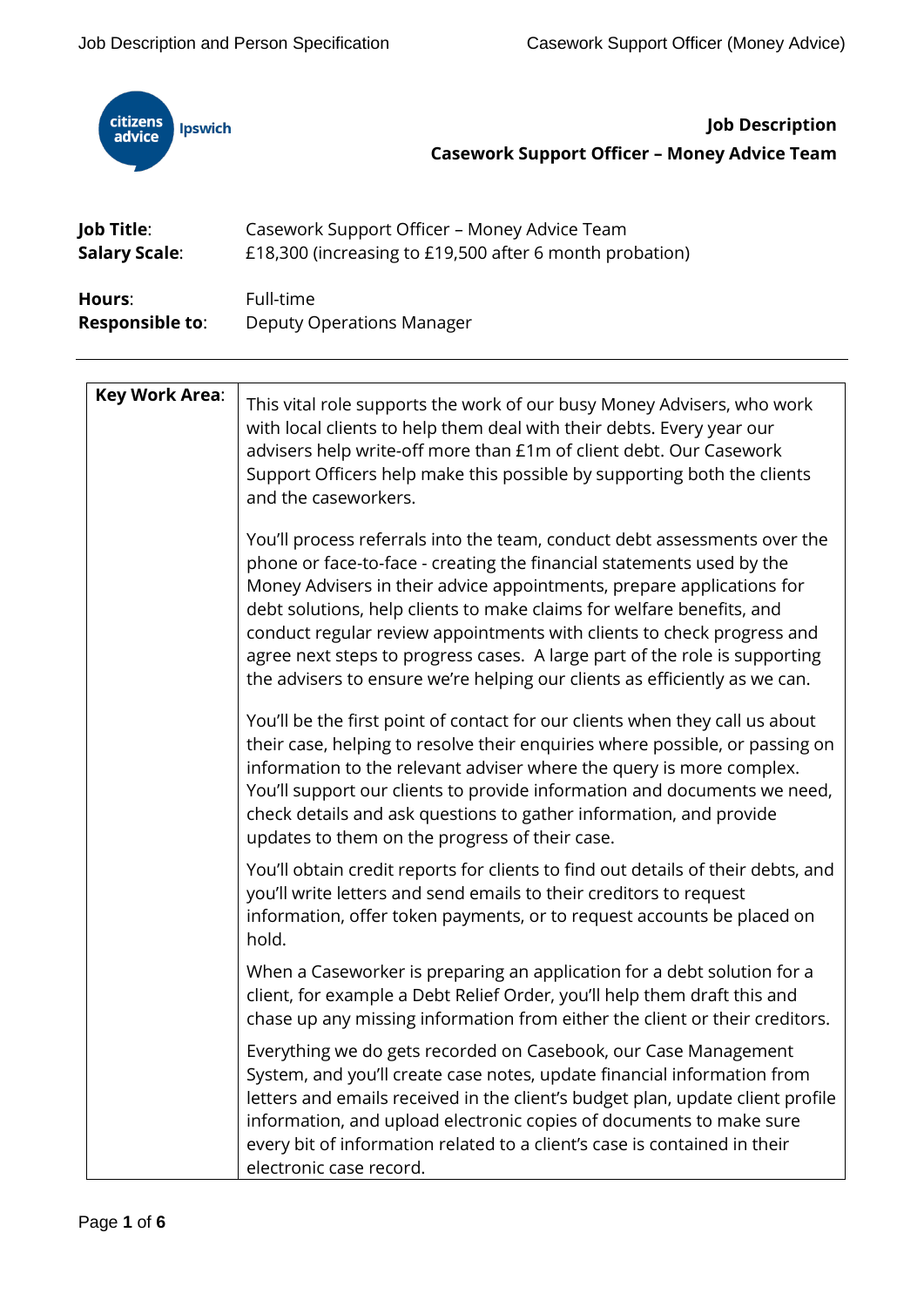# Job Description

## Casework Support Officer – Money Advice Team

**Job Title**: Casework Support Officer – Money Advice Team
**Salary Scale**: £18,300 (increasing to £19,500 after 6 month probation)

**Hours**: Full-time
**Responsible to**: Deputy Operations Manager

---

| | |
|---|---|
| **Key Work Area**: | This vital role supports the work of our busy Money Advisers, who work with local clients to help them deal with their debts. Every year our advisers help write-off more than £1m of client debt. Our Casework Support Officers help make this possible by supporting both the clients and the caseworkers.<br><br>You'll process referrals into the team, conduct debt assessments over the phone or face-to-face - creating the financial statements used by the Money Advisers in their advice appointments, prepare applications for debt solutions, help clients to make claims for welfare benefits, and conduct regular review appointments with clients to check progress and agree next steps to progress cases. A large part of the role is supporting the advisers to ensure we're helping our clients as efficiently as we can.<br><br>You'll be the first point of contact for our clients when they call us about their case, helping to resolve their enquiries where possible, or passing on information to the relevant adviser where the query is more complex. You'll support our clients to provide information and documents we need, check details and ask questions to gather information, and provide updates to them on the progress of their case.<br><br>You'll obtain credit reports for clients to find out details of their debts, and you'll write letters and send emails to their creditors to request information, offer token payments, or to request accounts be placed on hold.<br><br>When a Caseworker is preparing an application for a debt solution for a client, for example a Debt Relief Order, you'll help them draft this and chase up any missing information from either the client or their creditors.<br><br>Everything we do gets recorded on Casebook, our Case Management System, and you'll create case notes, update financial information from letters and emails received in the client's budget plan, update client profile information, and upload electronic copies of documents to make sure every bit of information related to a client's case is contained in their electronic case record. |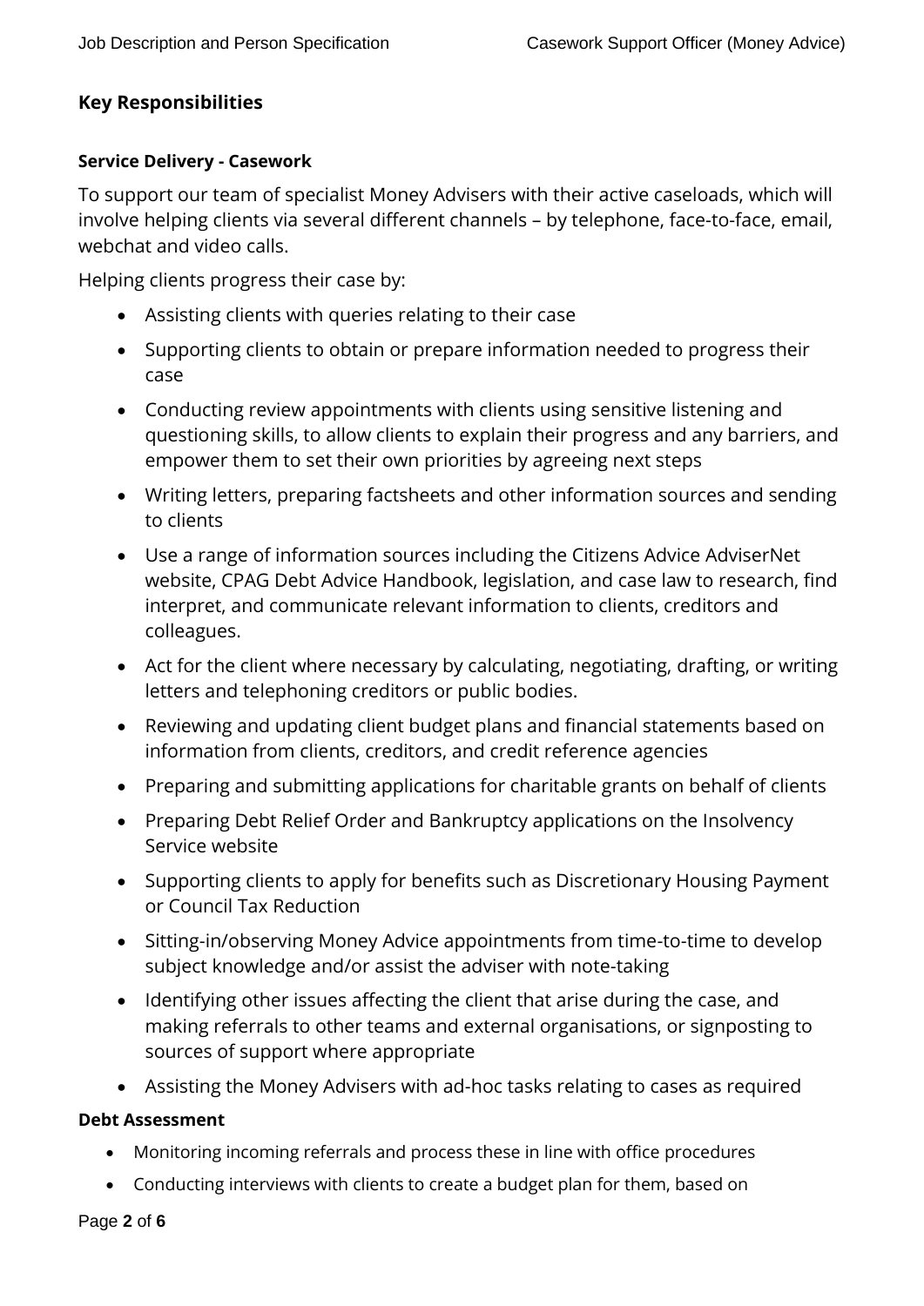## Key Responsibilities

### Service Delivery - Casework

To support our team of specialist Money Advisers with their active caseloads, which will involve helping clients via several different channels – by telephone, face-to-face, email, webchat and video calls.

Helping clients progress their case by:

- Assisting clients with queries relating to their case
- Supporting clients to obtain or prepare information needed to progress their case
- Conducting review appointments with clients using sensitive listening and questioning skills, to allow clients to explain their progress and any barriers, and empower them to set their own priorities by agreeing next steps
- Writing letters, preparing factsheets and other information sources and sending to clients
- Use a range of information sources including the Citizens Advice AdviserNet website, CPAG Debt Advice Handbook, legislation, and case law to research, find interpret, and communicate relevant information to clients, creditors and colleagues.
- Act for the client where necessary by calculating, negotiating, drafting, or writing letters and telephoning creditors or public bodies.
- Reviewing and updating client budget plans and financial statements based on information from clients, creditors, and credit reference agencies
- Preparing and submitting applications for charitable grants on behalf of clients
- Preparing Debt Relief Order and Bankruptcy applications on the Insolvency Service website
- Supporting clients to apply for benefits such as Discretionary Housing Payment or Council Tax Reduction
- Sitting-in/observing Money Advice appointments from time-to-time to develop subject knowledge and/or assist the adviser with note-taking
- Identifying other issues affecting the client that arise during the case, and making referrals to other teams and external organisations, or signposting to sources of support where appropriate
- Assisting the Money Advisers with ad-hoc tasks relating to cases as required

### Debt Assessment

- Monitoring incoming referrals and process these in line with office procedures
- Conducting interviews with clients to create a budget plan for them, based on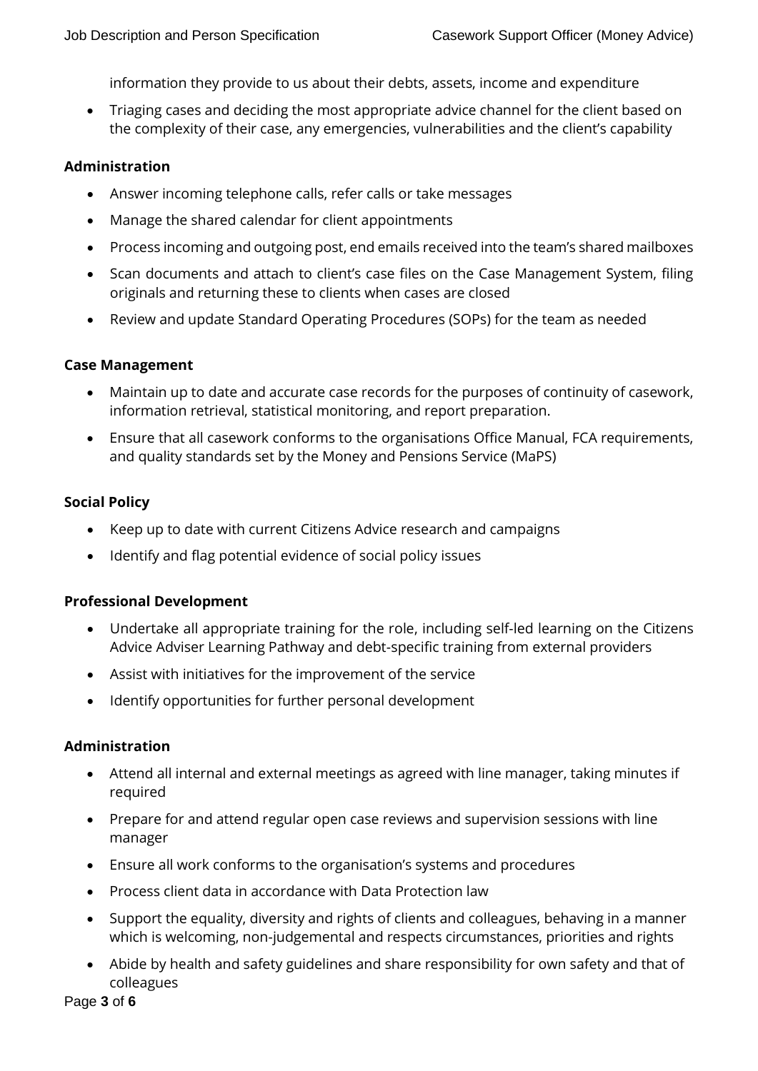information they provide to us about their debts, assets, income and expenditure

- Triaging cases and deciding the most appropriate advice channel for the client based on the complexity of their case, any emergencies, vulnerabilities and the client's capability

**Administration**

- Answer incoming telephone calls, refer calls or take messages
- Manage the shared calendar for client appointments
- Process incoming and outgoing post, end emails received into the team's shared mailboxes
- Scan documents and attach to client's case files on the Case Management System, filing originals and returning these to clients when cases are closed
- Review and update Standard Operating Procedures (SOPs) for the team as needed

**Case Management**

- Maintain up to date and accurate case records for the purposes of continuity of casework, information retrieval, statistical monitoring, and report preparation.
- Ensure that all casework conforms to the organisations Office Manual, FCA requirements, and quality standards set by the Money and Pensions Service (MaPS)

**Social Policy**

- Keep up to date with current Citizens Advice research and campaigns
- Identify and flag potential evidence of social policy issues

**Professional Development**

- Undertake all appropriate training for the role, including self-led learning on the Citizens Advice Adviser Learning Pathway and debt-specific training from external providers
- Assist with initiatives for the improvement of the service
- Identify opportunities for further personal development

**Administration**

- Attend all internal and external meetings as agreed with line manager, taking minutes if required
- Prepare for and attend regular open case reviews and supervision sessions with line manager
- Ensure all work conforms to the organisation's systems and procedures
- Process client data in accordance with Data Protection law
- Support the equality, diversity and rights of clients and colleagues, behaving in a manner which is welcoming, non-judgemental and respects circumstances, priorities and rights
- Abide by health and safety guidelines and share responsibility for own safety and that of colleagues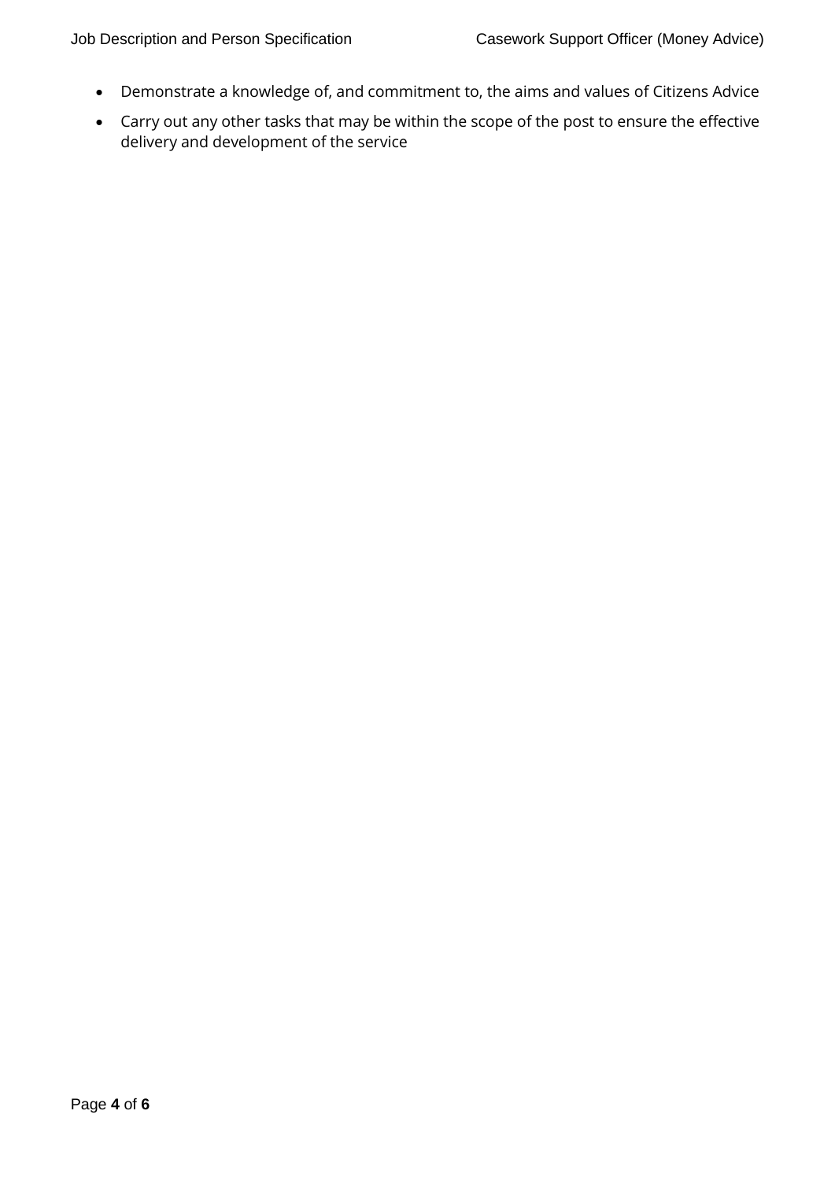- Demonstrate a knowledge of, and commitment to, the aims and values of Citizens Advice
- Carry out any other tasks that may be within the scope of the post to ensure the effective delivery and development of the service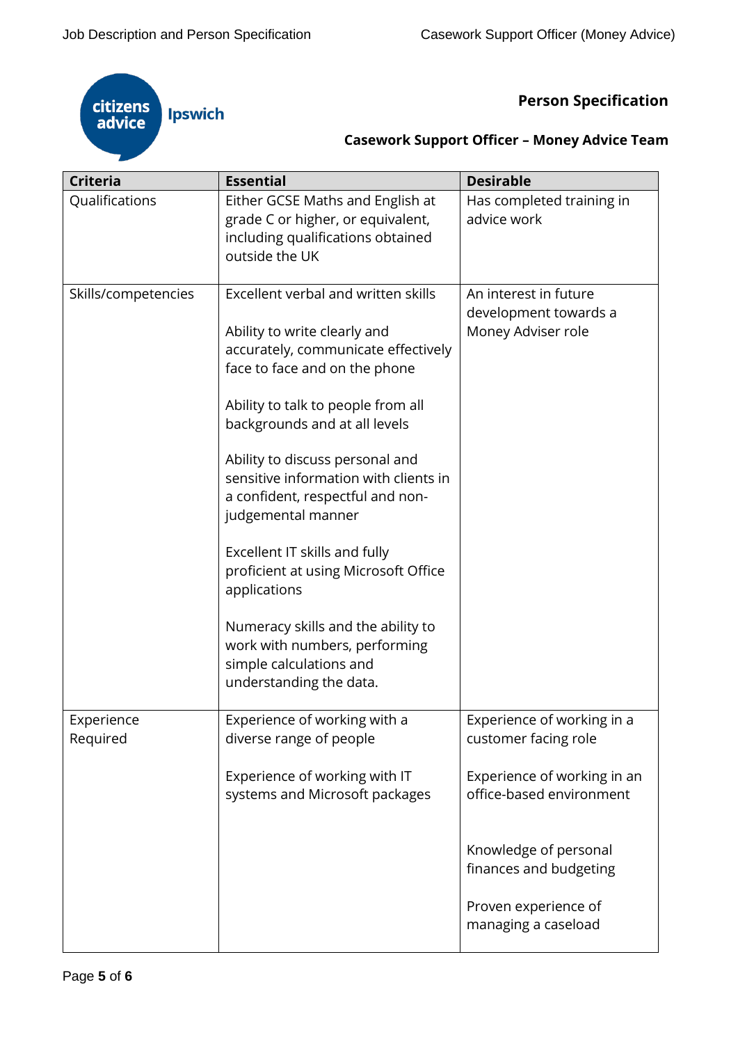citizens advice Ipswich

## Person Specification

### Casework Support Officer – Money Advice Team

| Criteria | Essential | Desirable |
|---|---|---|
| Qualifications | Either GCSE Maths and English at grade C or higher, or equivalent, including qualifications obtained outside the UK | Has completed training in advice work |
| Skills/competencies | Excellent verbal and written skills<br><br>Ability to write clearly and accurately, communicate effectively face to face and on the phone<br><br>Ability to talk to people from all backgrounds and at all levels<br><br>Ability to discuss personal and sensitive information with clients in a confident, respectful and non-judgemental manner<br><br>Excellent IT skills and fully proficient at using Microsoft Office applications<br><br>Numeracy skills and the ability to work with numbers, performing simple calculations and understanding the data. | An interest in future development towards a Money Adviser role |
| Experience Required | Experience of working with a diverse range of people<br><br>Experience of working with IT systems and Microsoft packages | Experience of working in a customer facing role<br><br>Experience of working in an office-based environment<br><br>Knowledge of personal finances and budgeting<br><br>Proven experience of managing a caseload |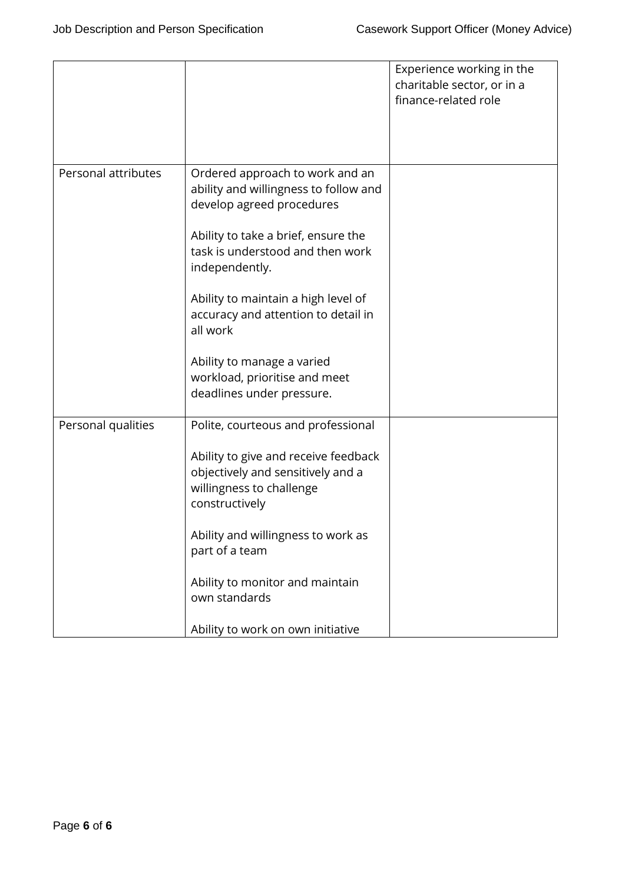| | | |
|---|---|---|
| | | Experience working in the charitable sector, or in a finance-related role |
| Personal attributes | Ordered approach to work and an ability and willingness to follow and develop agreed procedures<br><br>Ability to take a brief, ensure the task is understood and then work independently.<br><br>Ability to maintain a high level of accuracy and attention to detail in all work<br><br>Ability to manage a varied workload, prioritise and meet deadlines under pressure. | |
| Personal qualities | Polite, courteous and professional<br><br>Ability to give and receive feedback objectively and sensitively and a willingness to challenge constructively<br><br>Ability and willingness to work as part of a team<br><br>Ability to monitor and maintain own standards<br><br>Ability to work on own initiative | |